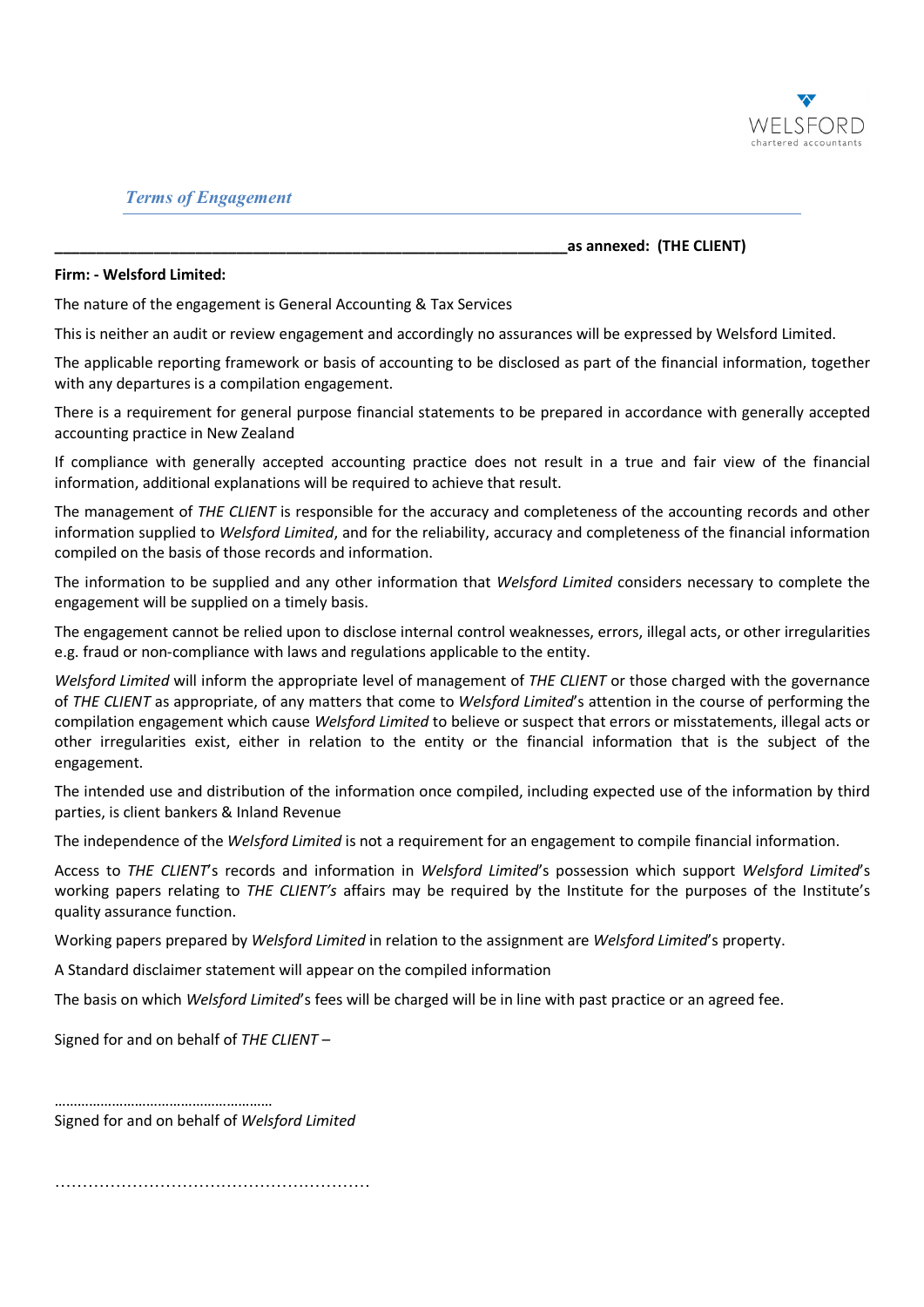WELSFORD
chartered accountants

## *Terms of Engagement*

**\_\_\_\_\_\_\_\_\_\_\_\_\_\_\_\_\_\_\_\_\_\_\_\_\_\_\_\_\_\_\_\_\_\_\_\_\_\_\_\_\_\_\_\_\_\_\_\_\_\_\_\_\_\_\_\_\_\_\_\_\_as annexed: (THE CLIENT)**

**Firm: - Welsford Limited:**

The nature of the engagement is General Accounting & Tax Services

This is neither an audit or review engagement and accordingly no assurances will be expressed by Welsford Limited.

The applicable reporting framework or basis of accounting to be disclosed as part of the financial information, together with any departures is a compilation engagement.

There is a requirement for general purpose financial statements to be prepared in accordance with generally accepted accounting practice in New Zealand

If compliance with generally accepted accounting practice does not result in a true and fair view of the financial information, additional explanations will be required to achieve that result.

The management of *THE CLIENT* is responsible for the accuracy and completeness of the accounting records and other information supplied to *Welsford Limited*, and for the reliability, accuracy and completeness of the financial information compiled on the basis of those records and information.

The information to be supplied and any other information that *Welsford Limited* considers necessary to complete the engagement will be supplied on a timely basis.

The engagement cannot be relied upon to disclose internal control weaknesses, errors, illegal acts, or other irregularities e.g. fraud or non-compliance with laws and regulations applicable to the entity.

*Welsford Limited* will inform the appropriate level of management of *THE CLIENT* or those charged with the governance of *THE CLIENT* as appropriate, of any matters that come to *Welsford Limited*'s attention in the course of performing the compilation engagement which cause *Welsford Limited* to believe or suspect that errors or misstatements, illegal acts or other irregularities exist, either in relation to the entity or the financial information that is the subject of the engagement.

The intended use and distribution of the information once compiled, including expected use of the information by third parties, is client bankers & Inland Revenue

The independence of the *Welsford Limited* is not a requirement for an engagement to compile financial information.

Access to *THE CLIENT*'s records and information in *Welsford Limited*'s possession which support *Welsford Limited*'s working papers relating to *THE CLIENT's* affairs may be required by the Institute for the purposes of the Institute's quality assurance function.

Working papers prepared by *Welsford Limited* in relation to the assignment are *Welsford Limited*'s property.

A Standard disclaimer statement will appear on the compiled information

The basis on which *Welsford Limited*'s fees will be charged will be in line with past practice or an agreed fee.

Signed for and on behalf of *THE CLIENT* –

……………………………………………….
Signed for and on behalf of *Welsford Limited*

……………………………………………….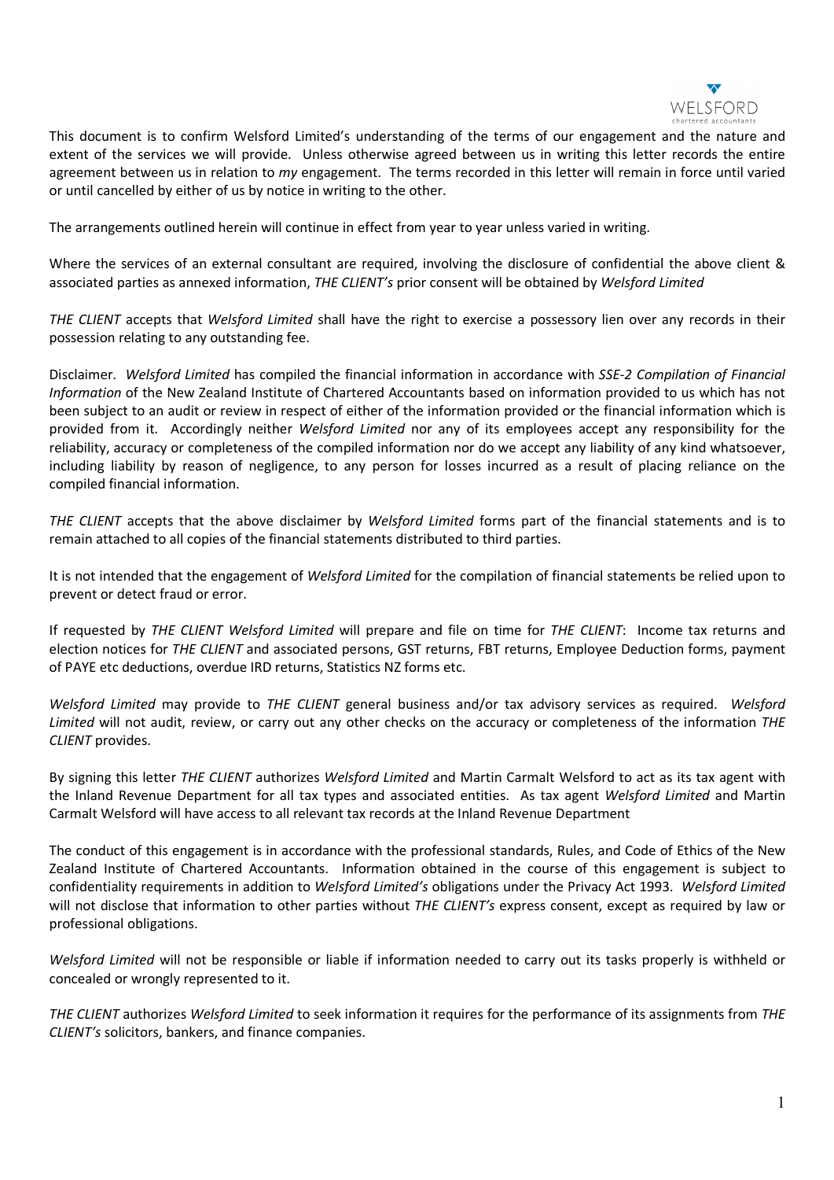This document is to confirm Welsford Limited's understanding of the terms of our engagement and the nature and extent of the services we will provide. Unless otherwise agreed between us in writing this letter records the entire agreement between us in relation to *my* engagement. The terms recorded in this letter will remain in force until varied or until cancelled by either of us by notice in writing to the other.

The arrangements outlined herein will continue in effect from year to year unless varied in writing.

Where the services of an external consultant are required, involving the disclosure of confidential the above client & associated parties as annexed information, *THE CLIENT's* prior consent will be obtained by *Welsford Limited*

*THE CLIENT* accepts that *Welsford Limited* shall have the right to exercise a possessory lien over any records in their possession relating to any outstanding fee.

Disclaimer. *Welsford Limited* has compiled the financial information in accordance with *SSE-2 Compilation of Financial Information* of the New Zealand Institute of Chartered Accountants based on information provided to us which has not been subject to an audit or review in respect of either of the information provided or the financial information which is provided from it. Accordingly neither *Welsford Limited* nor any of its employees accept any responsibility for the reliability, accuracy or completeness of the compiled information nor do we accept any liability of any kind whatsoever, including liability by reason of negligence, to any person for losses incurred as a result of placing reliance on the compiled financial information.

*THE CLIENT* accepts that the above disclaimer by *Welsford Limited* forms part of the financial statements and is to remain attached to all copies of the financial statements distributed to third parties.

It is not intended that the engagement of *Welsford Limited* for the compilation of financial statements be relied upon to prevent or detect fraud or error.

If requested by *THE CLIENT Welsford Limited* will prepare and file on time for *THE CLIENT*: Income tax returns and election notices for *THE CLIENT* and associated persons, GST returns, FBT returns, Employee Deduction forms, payment of PAYE etc deductions, overdue IRD returns, Statistics NZ forms etc.

*Welsford Limited* may provide to *THE CLIENT* general business and/or tax advisory services as required. *Welsford Limited* will not audit, review, or carry out any other checks on the accuracy or completeness of the information *THE CLIENT* provides.

By signing this letter *THE CLIENT* authorizes *Welsford Limited* and Martin Carmalt Welsford to act as its tax agent with the Inland Revenue Department for all tax types and associated entities. As tax agent *Welsford Limited* and Martin Carmalt Welsford will have access to all relevant tax records at the Inland Revenue Department

The conduct of this engagement is in accordance with the professional standards, Rules, and Code of Ethics of the New Zealand Institute of Chartered Accountants. Information obtained in the course of this engagement is subject to confidentiality requirements in addition to *Welsford Limited's* obligations under the Privacy Act 1993. *Welsford Limited* will not disclose that information to other parties without *THE CLIENT's* express consent, except as required by law or professional obligations.

*Welsford Limited* will not be responsible or liable if information needed to carry out its tasks properly is withheld or concealed or wrongly represented to it.

*THE CLIENT* authorizes *Welsford Limited* to seek information it requires for the performance of its assignments from *THE CLIENT's* solicitors, bankers, and finance companies.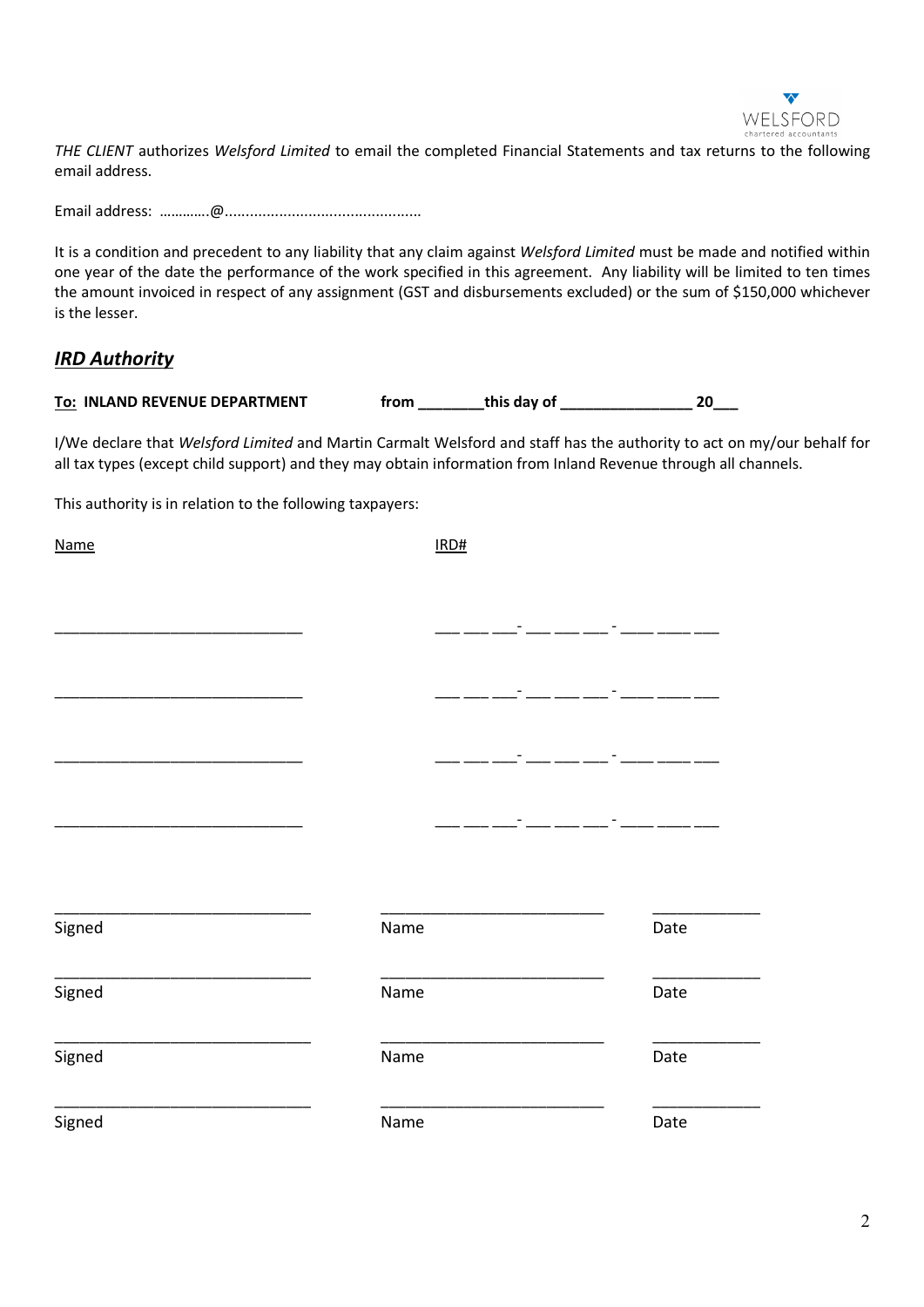WELSFORD
chartered accountants

*THE CLIENT* authorizes *Welsford Limited* to email the completed Financial Statements and tax returns to the following email address.

Email address: ………….@…………………………………………

It is a condition and precedent to any liability that any claim against *Welsford Limited* must be made and notified within one year of the date the performance of the work specified in this agreement. Any liability will be limited to ten times the amount invoiced in respect of any assignment (GST and disbursements excluded) or the sum of $150,000 whichever is the lesser.

## ***IRD Authority***

**To: INLAND REVENUE DEPARTMENT** **from ________this day of ________________ 20___**

I/We declare that *Welsford Limited* and Martin Carmalt Welsford and staff has the authority to act on my/our behalf for all tax types (except child support) and they may obtain information from Inland Revenue through all channels.

This authority is in relation to the following taxpayers:

| Name | IRD# |
|---|---|
| ______________________________ | ___ ___ ___- ___ ___ ___ - ____ ____ ___ |
| ______________________________ | ___ ___ ___- ___ ___ ___ - ____ ____ ___ |
| ______________________________ | ___ ___ ___- ___ ___ ___ - ____ ____ ___ |
| ______________________________ | ___ ___ ___- ___ ___ ___ - ____ ____ ___ |

| | | |
|---|---|---|
| ______________________________ | ___________________________ | _____________ |
| Signed | Name | Date |
| ______________________________ | ___________________________ | _____________ |
| Signed | Name | Date |
| ______________________________ | ___________________________ | _____________ |
| Signed | Name | Date |
| ______________________________ | ___________________________ | _____________ |
| Signed | Name | Date |